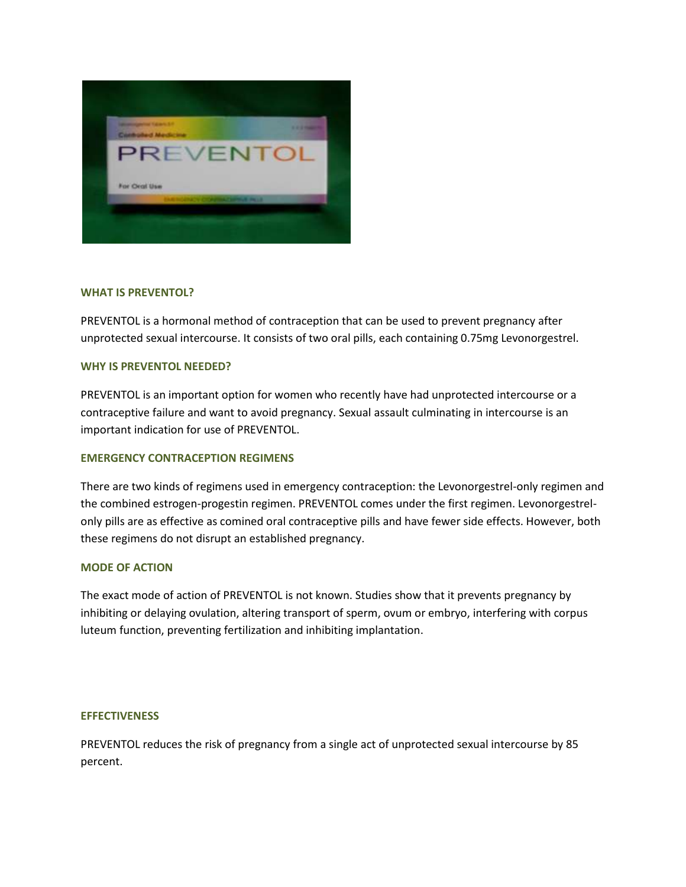## WHAT IS PREVENTOL?

PREVENTOL is a hormonal method of contraception that can be used to prevent pregnancy after unprotected sexual intercourse. It consists of two oral pills, each containing 0.75mg Levonorgestrel.

## WHY IS PREVENTOL NEEDED?

PREVENTOL is an important option for women who recently have had unprotected intercourse or a contraceptive failure and want to avoid pregnancy. Sexual assault culminating in intercourse is an important indication for use of PREVENTOL.

## EMERGENCY CONTRACEPTION REGIMENS

There are two kinds of regimens used in emergency contraception: the Levonorgestrel-only regimen and the combined estrogen-progestin regimen. PREVENTOL comes under the first regimen. Levonorgestrel-only pills are as effective as comined oral contraceptive pills and have fewer side effects. However, both these regimens do not disrupt an established pregnancy.

## MODE OF ACTION

The exact mode of action of PREVENTOL is not known. Studies show that it prevents pregnancy by inhibiting or delaying ovulation, altering transport of sperm, ovum or embryo, interfering with corpus luteum function, preventing fertilization and inhibiting implantation.

## EFFECTIVENESS

PREVENTOL reduces the risk of pregnancy from a single act of unprotected sexual intercourse by 85 percent.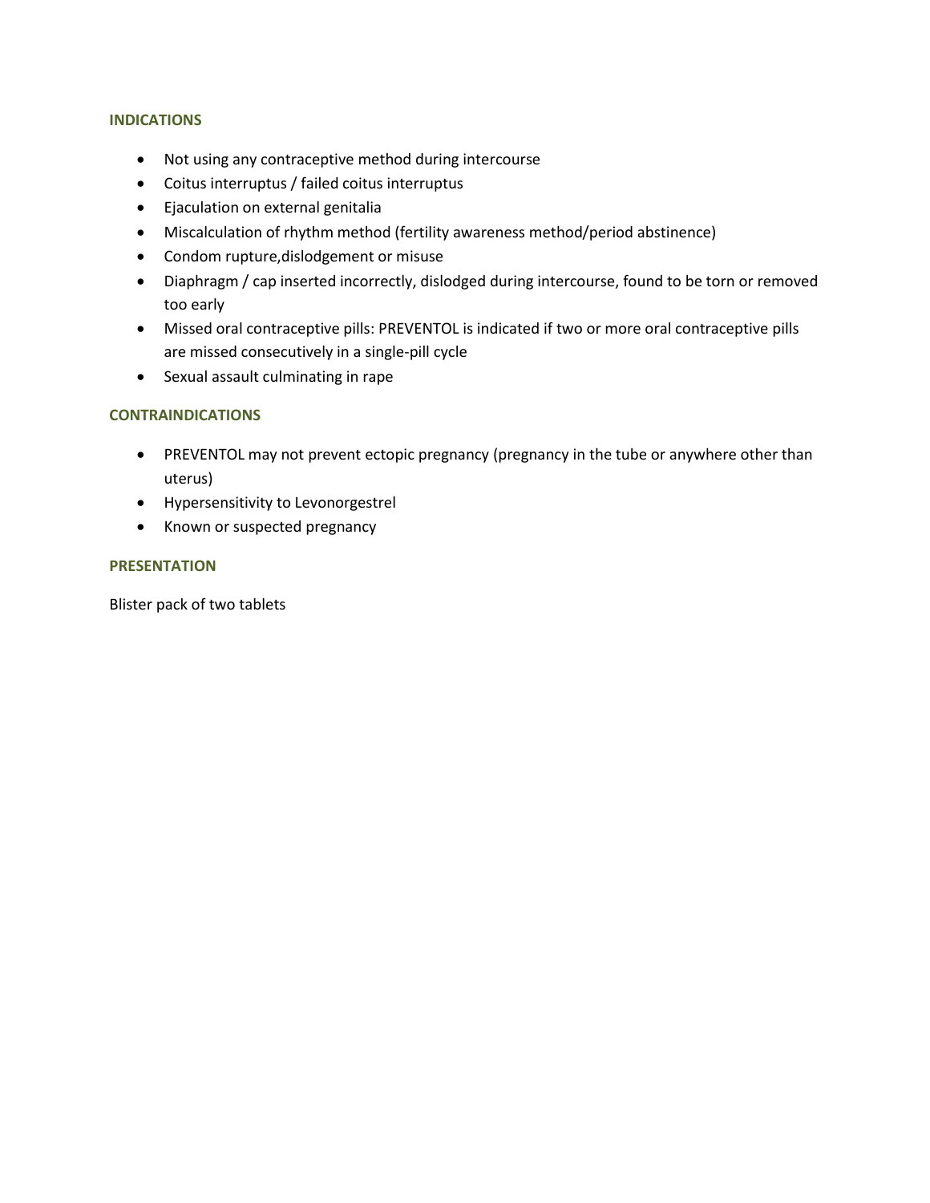## INDICATIONS

- Not using any contraceptive method during intercourse
- Coitus interruptus / failed coitus interruptus
- Ejaculation on external genitalia
- Miscalculation of rhythm method (fertility awareness method/period abstinence)
- Condom rupture,dislodgement or misuse
- Diaphragm / cap inserted incorrectly, dislodged during intercourse, found to be torn or removed too early
- Missed oral contraceptive pills: PREVENTOL is indicated if two or more oral contraceptive pills are missed consecutively in a single-pill cycle
- Sexual assault culminating in rape

## CONTRAINDICATIONS

- PREVENTOL may not prevent ectopic pregnancy (pregnancy in the tube or anywhere other than uterus)
- Hypersensitivity to Levonorgestrel
- Known or suspected pregnancy

## PRESENTATION

Blister pack of two tablets